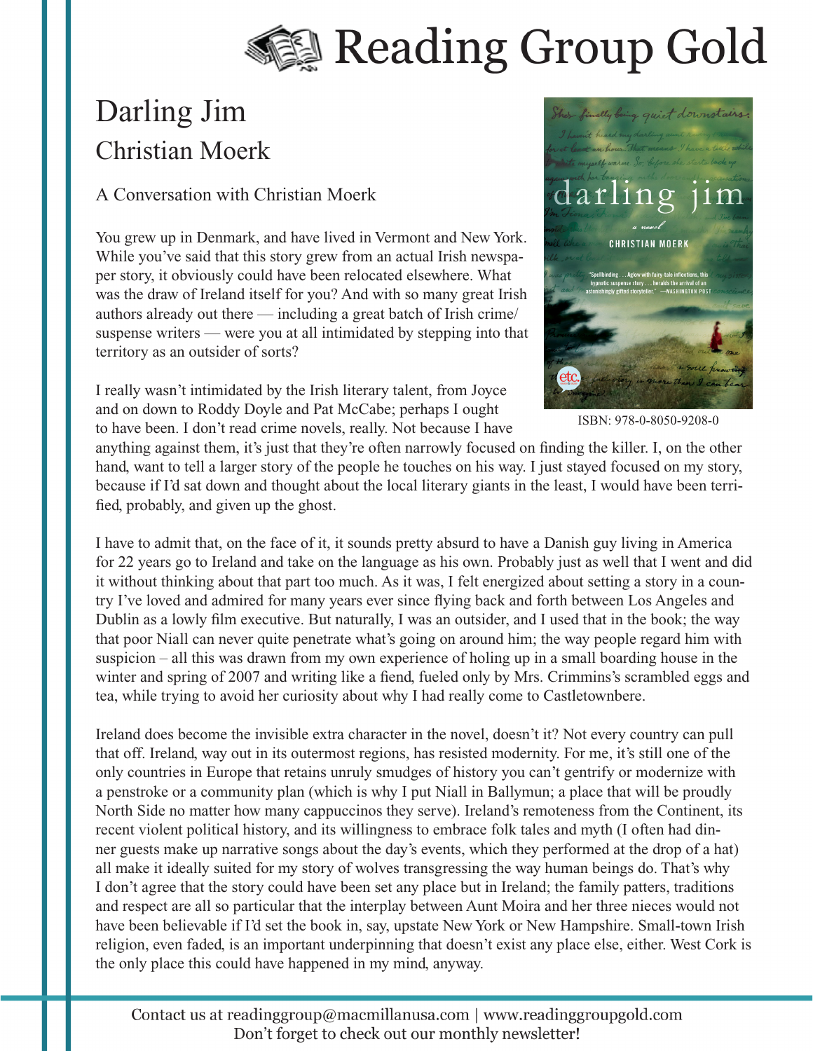# Reading Group Gold

## Darling Jim

### Christian Moerk

ISBN: 978-0-8050-9208-0

A Conversation with Christian Moerk

You grew up in Denmark, and have lived in Vermont and New York. While you've said that this story grew from an actual Irish newspaper story, it obviously could have been relocated elsewhere. What was the draw of Ireland itself for you? And with so many great Irish authors already out there — including a great batch of Irish crime/suspense writers — were you at all intimidated by stepping into that territory as an outsider of sorts?

I really wasn't intimidated by the Irish literary talent, from Joyce and on down to Roddy Doyle and Pat McCabe; perhaps I ought to have been. I don't read crime novels, really. Not because I have anything against them, it's just that they're often narrowly focused on finding the killer. I, on the other hand, want to tell a larger story of the people he touches on his way. I just stayed focused on my story, because if I'd sat down and thought about the local literary giants in the least, I would have been terrified, probably, and given up the ghost.

I have to admit that, on the face of it, it sounds pretty absurd to have a Danish guy living in America for 22 years go to Ireland and take on the language as his own. Probably just as well that I went and did it without thinking about that part too much. As it was, I felt energized about setting a story in a country I've loved and admired for many years ever since flying back and forth between Los Angeles and Dublin as a lowly film executive. But naturally, I was an outsider, and I used that in the book; the way that poor Niall can never quite penetrate what's going on around him; the way people regard him with suspicion – all this was drawn from my own experience of holing up in a small boarding house in the winter and spring of 2007 and writing like a fiend, fueled only by Mrs. Crimmins's scrambled eggs and tea, while trying to avoid her curiosity about why I had really come to Castletownbere.

Ireland does become the invisible extra character in the novel, doesn't it? Not every country can pull that off. Ireland, way out in its outermost regions, has resisted modernity. For me, it's still one of the only countries in Europe that retains unruly smudges of history you can't gentrify or modernize with a penstroke or a community plan (which is why I put Niall in Ballymun; a place that will be proudly North Side no matter how many cappuccinos they serve). Ireland's remoteness from the Continent, its recent violent political history, and its willingness to embrace folk tales and myth (I often had dinner guests make up narrative songs about the day's events, which they performed at the drop of a hat) all make it ideally suited for my story of wolves transgressing the way human beings do. That's why I don't agree that the story could have been set any place but in Ireland; the family patters, traditions and respect are all so particular that the interplay between Aunt Moira and her three nieces would not have been believable if I'd set the book in, say, upstate New York or New Hampshire. Small-town Irish religion, even faded, is an important underpinning that doesn't exist any place else, either. West Cork is the only place this could have happened in my mind, anyway.

Contact us at readinggroup@macmillanusa.com | www.readinggroupgold.com
Don't forget to check out our monthly newsletter!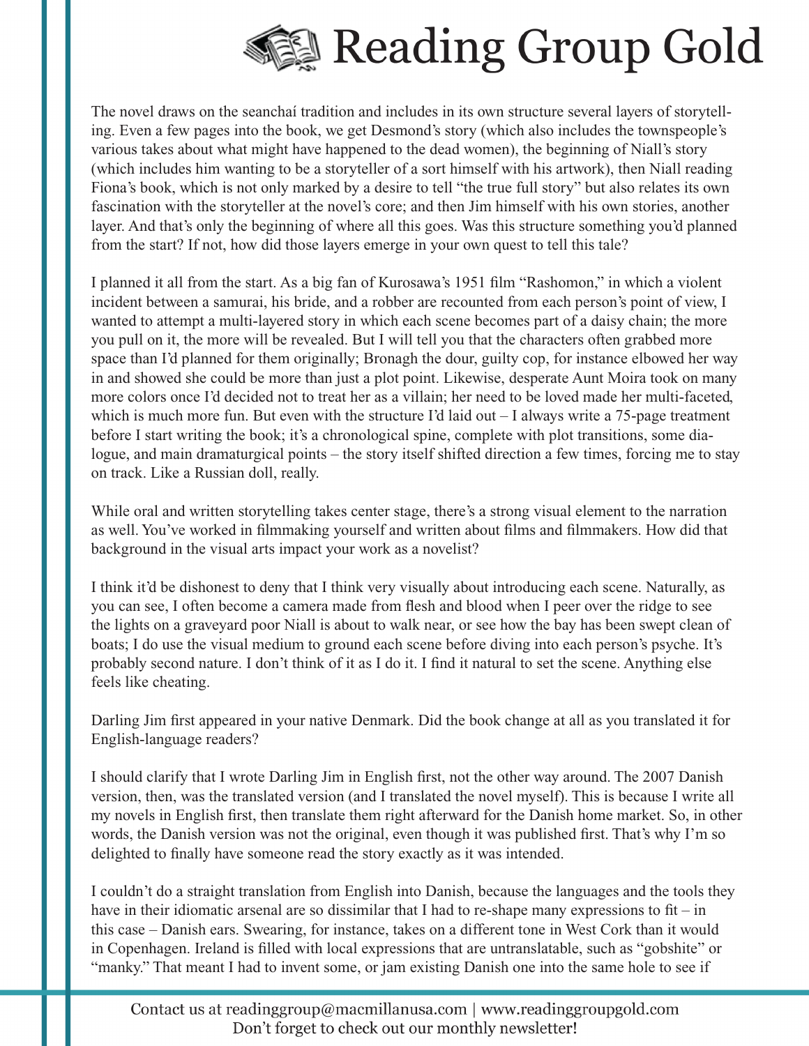The novel draws on the seanchaí tradition and includes in its own structure several layers of storytelling. Even a few pages into the book, we get Desmond's story (which also includes the townspeople's various takes about what might have happened to the dead women), the beginning of Niall's story (which includes him wanting to be a storyteller of a sort himself with his artwork), then Niall reading Fiona's book, which is not only marked by a desire to tell "the true full story" but also relates its own fascination with the storyteller at the novel's core; and then Jim himself with his own stories, another layer. And that's only the beginning of where all this goes. Was this structure something you'd planned from the start? If not, how did those layers emerge in your own quest to tell this tale?

I planned it all from the start. As a big fan of Kurosawa's 1951 film "Rashomon," in which a violent incident between a samurai, his bride, and a robber are recounted from each person's point of view, I wanted to attempt a multi-layered story in which each scene becomes part of a daisy chain; the more you pull on it, the more will be revealed. But I will tell you that the characters often grabbed more space than I'd planned for them originally; Bronagh the dour, guilty cop, for instance elbowed her way in and showed she could be more than just a plot point. Likewise, desperate Aunt Moira took on many more colors once I'd decided not to treat her as a villain; her need to be loved made her multi-faceted, which is much more fun. But even with the structure I'd laid out – I always write a 75-page treatment before I start writing the book; it's a chronological spine, complete with plot transitions, some dialogue, and main dramaturgical points – the story itself shifted direction a few times, forcing me to stay on track. Like a Russian doll, really.

While oral and written storytelling takes center stage, there's a strong visual element to the narration as well. You've worked in filmmaking yourself and written about films and filmmakers. How did that background in the visual arts impact your work as a novelist?

I think it'd be dishonest to deny that I think very visually about introducing each scene. Naturally, as you can see, I often become a camera made from flesh and blood when I peer over the ridge to see the lights on a graveyard poor Niall is about to walk near, or see how the bay has been swept clean of boats; I do use the visual medium to ground each scene before diving into each person's psyche. It's probably second nature. I don't think of it as I do it. I find it natural to set the scene. Anything else feels like cheating.

Darling Jim first appeared in your native Denmark. Did the book change at all as you translated it for English-language readers?

I should clarify that I wrote Darling Jim in English first, not the other way around. The 2007 Danish version, then, was the translated version (and I translated the novel myself). This is because I write all my novels in English first, then translate them right afterward for the Danish home market. So, in other words, the Danish version was not the original, even though it was published first. That's why I'm so delighted to finally have someone read the story exactly as it was intended.

I couldn't do a straight translation from English into Danish, because the languages and the tools they have in their idiomatic arsenal are so dissimilar that I had to re-shape many expressions to fit – in this case – Danish ears. Swearing, for instance, takes on a different tone in West Cork than it would in Copenhagen. Ireland is filled with local expressions that are untranslatable, such as "gobshite" or "manky." That meant I had to invent some, or jam existing Danish one into the same hole to see if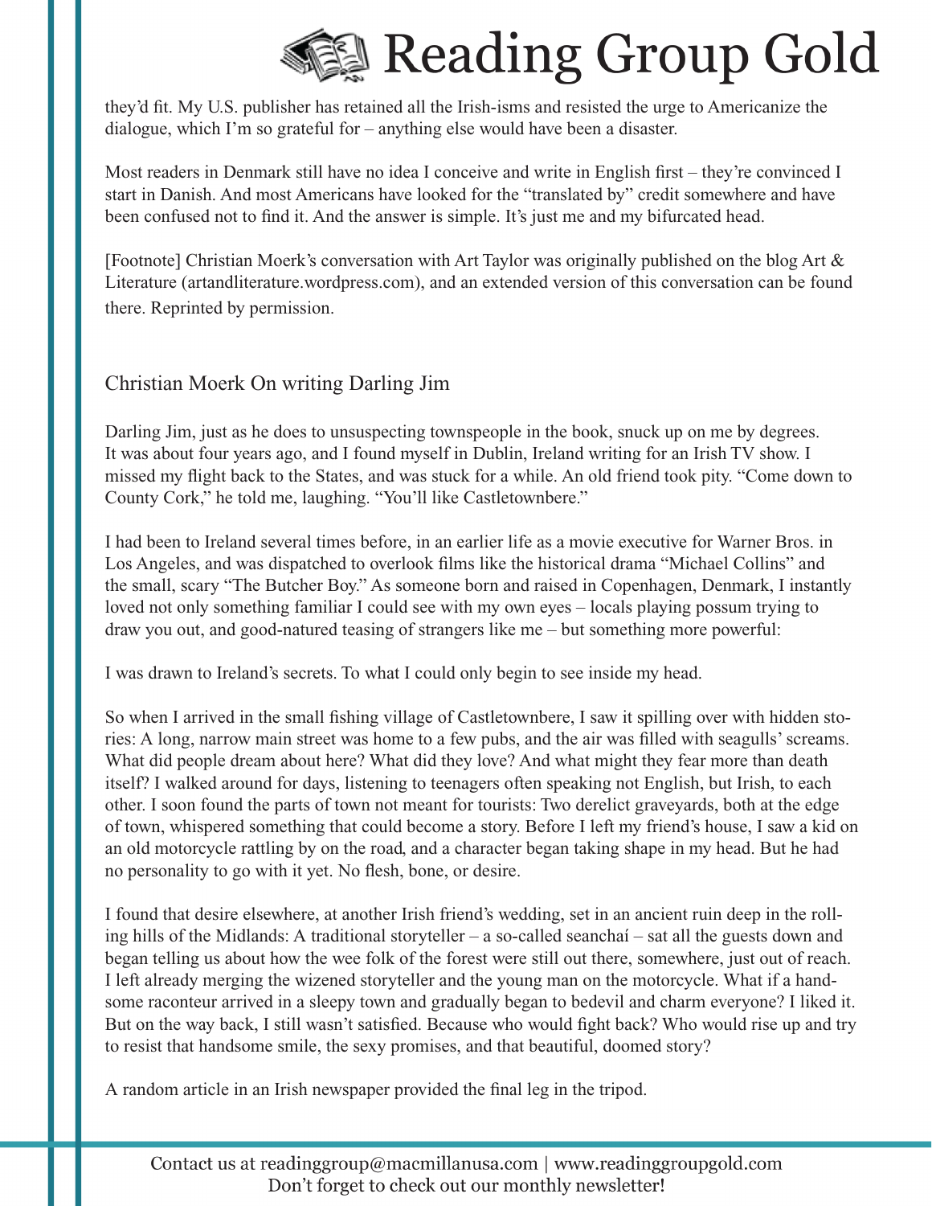they'd fit. My U.S. publisher has retained all the Irish-isms and resisted the urge to Americanize the dialogue, which I'm so grateful for – anything else would have been a disaster.

Most readers in Denmark still have no idea I conceive and write in English first – they're convinced I start in Danish. And most Americans have looked for the "translated by" credit somewhere and have been confused not to find it. And the answer is simple. It's just me and my bifurcated head.

[Footnote] Christian Moerk's conversation with Art Taylor was originally published on the blog Art & Literature (artandliterature.wordpress.com), and an extended version of this conversation can be found there. Reprinted by permission.

## Christian Moerk On writing Darling Jim

Darling Jim, just as he does to unsuspecting townspeople in the book, snuck up on me by degrees. It was about four years ago, and I found myself in Dublin, Ireland writing for an Irish TV show. I missed my flight back to the States, and was stuck for a while. An old friend took pity. "Come down to County Cork," he told me, laughing. "You'll like Castletownbere."

I had been to Ireland several times before, in an earlier life as a movie executive for Warner Bros. in Los Angeles, and was dispatched to overlook films like the historical drama "Michael Collins" and the small, scary "The Butcher Boy." As someone born and raised in Copenhagen, Denmark, I instantly loved not only something familiar I could see with my own eyes – locals playing possum trying to draw you out, and good-natured teasing of strangers like me – but something more powerful:

I was drawn to Ireland's secrets. To what I could only begin to see inside my head.

So when I arrived in the small fishing village of Castletownbere, I saw it spilling over with hidden stories: A long, narrow main street was home to a few pubs, and the air was filled with seagulls' screams. What did people dream about here? What did they love? And what might they fear more than death itself? I walked around for days, listening to teenagers often speaking not English, but Irish, to each other. I soon found the parts of town not meant for tourists: Two derelict graveyards, both at the edge of town, whispered something that could become a story. Before I left my friend's house, I saw a kid on an old motorcycle rattling by on the road, and a character began taking shape in my head. But he had no personality to go with it yet. No flesh, bone, or desire.

I found that desire elsewhere, at another Irish friend's wedding, set in an ancient ruin deep in the rolling hills of the Midlands: A traditional storyteller – a so-called seanchaí – sat all the guests down and began telling us about how the wee folk of the forest were still out there, somewhere, just out of reach. I left already merging the wizened storyteller and the young man on the motorcycle. What if a handsome raconteur arrived in a sleepy town and gradually began to bedevil and charm everyone? I liked it. But on the way back, I still wasn't satisfied. Because who would fight back? Who would rise up and try to resist that handsome smile, the sexy promises, and that beautiful, doomed story?

A random article in an Irish newspaper provided the final leg in the tripod.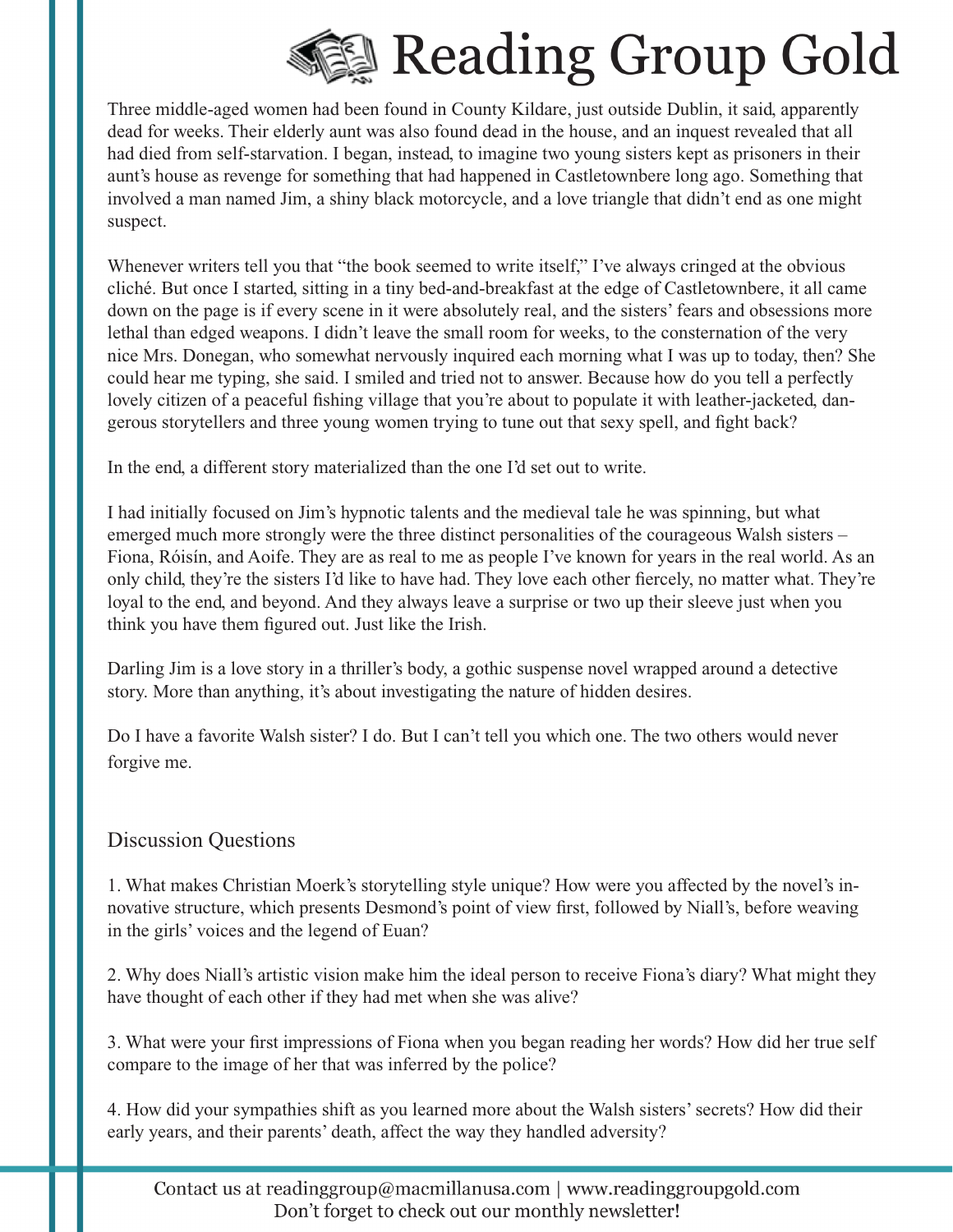Three middle-aged women had been found in County Kildare, just outside Dublin, it said, apparently dead for weeks. Their elderly aunt was also found dead in the house, and an inquest revealed that all had died from self-starvation. I began, instead, to imagine two young sisters kept as prisoners in their aunt's house as revenge for something that had happened in Castletownbere long ago. Something that involved a man named Jim, a shiny black motorcycle, and a love triangle that didn't end as one might suspect.

Whenever writers tell you that "the book seemed to write itself," I've always cringed at the obvious cliché. But once I started, sitting in a tiny bed-and-breakfast at the edge of Castletownbere, it all came down on the page is if every scene in it were absolutely real, and the sisters' fears and obsessions more lethal than edged weapons. I didn't leave the small room for weeks, to the consternation of the very nice Mrs. Donegan, who somewhat nervously inquired each morning what I was up to today, then? She could hear me typing, she said. I smiled and tried not to answer. Because how do you tell a perfectly lovely citizen of a peaceful fishing village that you're about to populate it with leather-jacketed, dangerous storytellers and three young women trying to tune out that sexy spell, and fight back?

In the end, a different story materialized than the one I'd set out to write.

I had initially focused on Jim's hypnotic talents and the medieval tale he was spinning, but what emerged much more strongly were the three distinct personalities of the courageous Walsh sisters – Fiona, Róisín, and Aoife. They are as real to me as people I've known for years in the real world. As an only child, they're the sisters I'd like to have had. They love each other fiercely, no matter what. They're loyal to the end, and beyond. And they always leave a surprise or two up their sleeve just when you think you have them figured out. Just like the Irish.

Darling Jim is a love story in a thriller's body, a gothic suspense novel wrapped around a detective story. More than anything, it's about investigating the nature of hidden desires.

Do I have a favorite Walsh sister? I do. But I can't tell you which one. The two others would never forgive me.

## Discussion Questions

1. What makes Christian Moerk's storytelling style unique? How were you affected by the novel's innovative structure, which presents Desmond's point of view first, followed by Niall's, before weaving in the girls' voices and the legend of Euan?

2. Why does Niall's artistic vision make him the ideal person to receive Fiona's diary? What might they have thought of each other if they had met when she was alive?

3. What were your first impressions of Fiona when you began reading her words? How did her true self compare to the image of her that was inferred by the police?

4. How did your sympathies shift as you learned more about the Walsh sisters' secrets? How did their early years, and their parents' death, affect the way they handled adversity?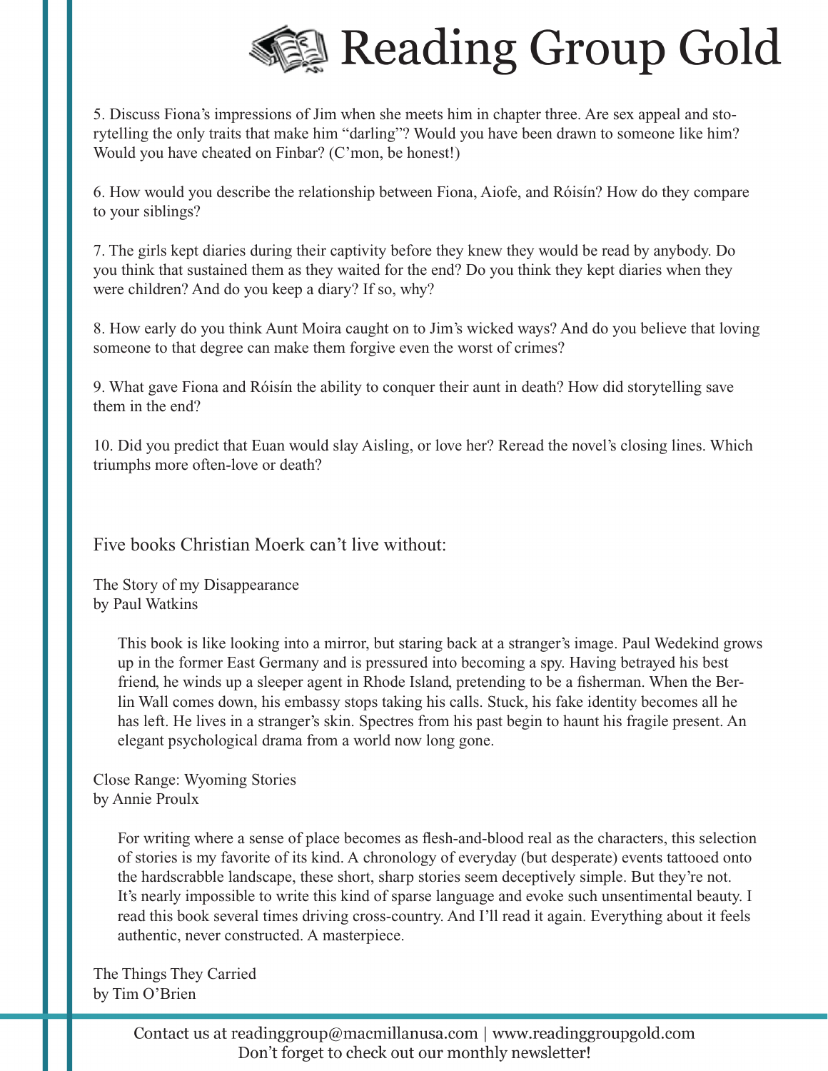5. Discuss Fiona's impressions of Jim when she meets him in chapter three. Are sex appeal and storytelling the only traits that make him "darling"? Would you have been drawn to someone like him? Would you have cheated on Finbar? (C'mon, be honest!)

6. How would you describe the relationship between Fiona, Aiofe, and Róisín? How do they compare to your siblings?

7. The girls kept diaries during their captivity before they knew they would be read by anybody. Do you think that sustained them as they waited for the end? Do you think they kept diaries when they were children? And do you keep a diary? If so, why?

8. How early do you think Aunt Moira caught on to Jim's wicked ways? And do you believe that loving someone to that degree can make them forgive even the worst of crimes?

9. What gave Fiona and Róisín the ability to conquer their aunt in death? How did storytelling save them in the end?

10. Did you predict that Euan would slay Aisling, or love her? Reread the novel's closing lines. Which triumphs more often-love or death?

## Five books Christian Moerk can't live without:

The Story of my Disappearance
by Paul Watkins

> This book is like looking into a mirror, but staring back at a stranger's image. Paul Wedekind grows up in the former East Germany and is pressured into becoming a spy. Having betrayed his best friend, he winds up a sleeper agent in Rhode Island, pretending to be a fisherman. When the Berlin Wall comes down, his embassy stops taking his calls. Stuck, his fake identity becomes all he has left. He lives in a stranger's skin. Spectres from his past begin to haunt his fragile present. An elegant psychological drama from a world now long gone.

Close Range: Wyoming Stories
by Annie Proulx

> For writing where a sense of place becomes as flesh-and-blood real as the characters, this selection of stories is my favorite of its kind. A chronology of everyday (but desperate) events tattooed onto the hardscrabble landscape, these short, sharp stories seem deceptively simple. But they're not. It's nearly impossible to write this kind of sparse language and evoke such unsentimental beauty. I read this book several times driving cross-country. And I'll read it again. Everything about it feels authentic, never constructed. A masterpiece.

The Things They Carried
by Tim O'Brien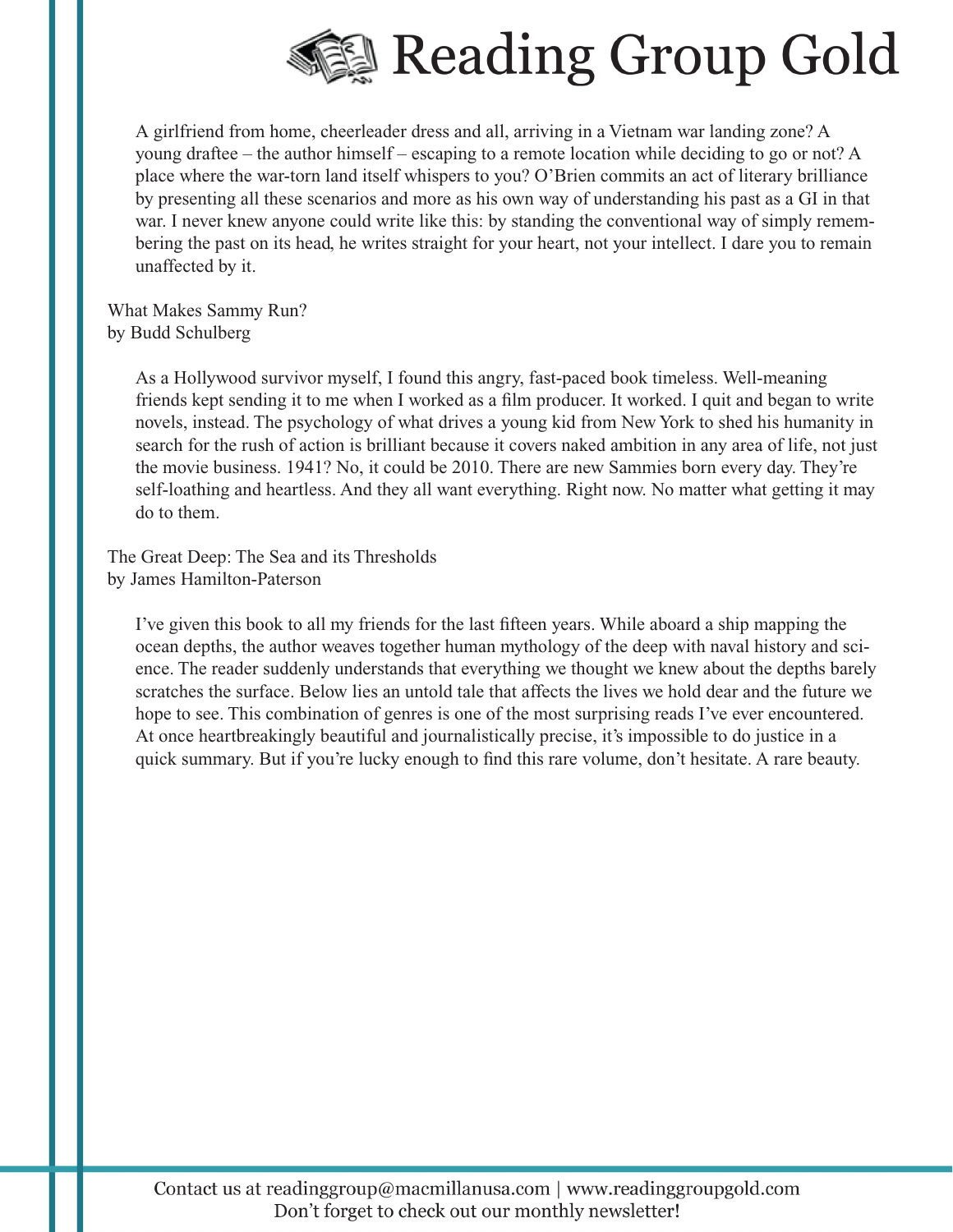A girlfriend from home, cheerleader dress and all, arriving in a Vietnam war landing zone? A young draftee – the author himself – escaping to a remote location while deciding to go or not? A place where the war-torn land itself whispers to you? O'Brien commits an act of literary brilliance by presenting all these scenarios and more as his own way of understanding his past as a GI in that war. I never knew anyone could write like this: by standing the conventional way of simply remembering the past on its head, he writes straight for your heart, not your intellect. I dare you to remain unaffected by it.

What Makes Sammy Run?
by Budd Schulberg

As a Hollywood survivor myself, I found this angry, fast-paced book timeless. Well-meaning friends kept sending it to me when I worked as a film producer. It worked. I quit and began to write novels, instead. The psychology of what drives a young kid from New York to shed his humanity in search for the rush of action is brilliant because it covers naked ambition in any area of life, not just the movie business. 1941? No, it could be 2010. There are new Sammies born every day. They're self-loathing and heartless. And they all want everything. Right now. No matter what getting it may do to them.

The Great Deep: The Sea and its Thresholds
by James Hamilton-Paterson

I've given this book to all my friends for the last fifteen years. While aboard a ship mapping the ocean depths, the author weaves together human mythology of the deep with naval history and science. The reader suddenly understands that everything we thought we knew about the depths barely scratches the surface. Below lies an untold tale that affects the lives we hold dear and the future we hope to see. This combination of genres is one of the most surprising reads I've ever encountered. At once heartbreakingly beautiful and journalistically precise, it's impossible to do justice in a quick summary. But if you're lucky enough to find this rare volume, don't hesitate. A rare beauty.